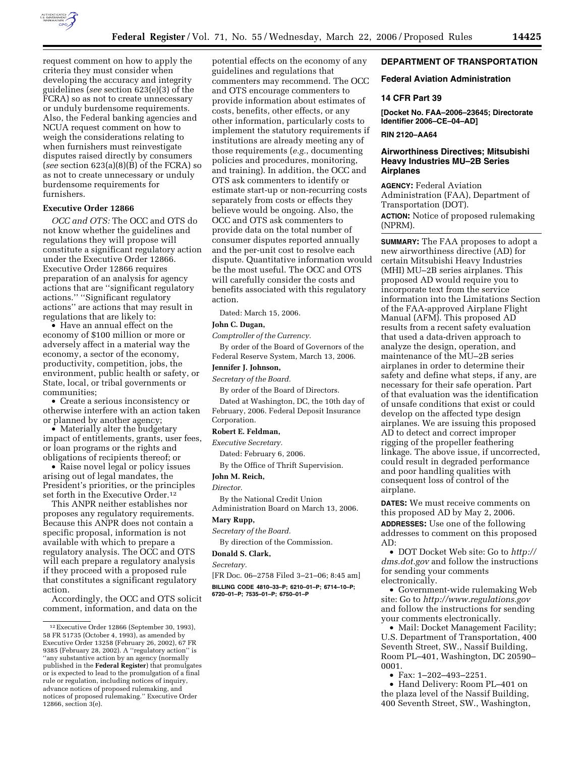request comment on how to apply the criteria they must consider when developing the accuracy and integrity guidelines (*see* section 623(e)(3) of the FCRA) so as not to create unnecessary or unduly burdensome requirements. Also, the Federal banking agencies and NCUA request comment on how to weigh the considerations relating to when furnishers must reinvestigate disputes raised directly by consumers (*see* section 623(a)(8)(B) of the FCRA) so as not to create unnecessary or unduly burdensome requirements for furnishers.

**Executive Order 12866**

*OCC and OTS:* The OCC and OTS do not know whether the guidelines and regulations they will propose will constitute a significant regulatory action under the Executive Order 12866. Executive Order 12866 requires preparation of an analysis for agency actions that are ''significant regulatory actions.'' ''Significant regulatory actions'' are actions that may result in regulations that are likely to:

- Have an annual effect on the economy of $100 million or more or adversely affect in a material way the economy, a sector of the economy, productivity, competition, jobs, the environment, public health or safety, or State, local, or tribal governments or communities;
- Create a serious inconsistency or otherwise interfere with an action taken or planned by another agency;
- Materially alter the budgetary impact of entitlements, grants, user fees, or loan programs or the rights and obligations of recipients thereof; or
- Raise novel legal or policy issues arising out of legal mandates, the President's priorities, or the principles set forth in the Executive Order.[12]

This ANPR neither establishes nor proposes any regulatory requirements. Because this ANPR does not contain a specific proposal, information is not available with which to prepare a regulatory analysis. The OCC and OTS will each prepare a regulatory analysis if they proceed with a proposed rule that constitutes a significant regulatory action.

Accordingly, the OCC and OTS solicit comment, information, and data on the potential effects on the economy of any guidelines and regulations that commenters may recommend. The OCC and OTS encourage commenters to provide information about estimates of costs, benefits, other effects, or any other information, particularly costs to implement the statutory requirements if institutions are already meeting any of those requirements (*e.g.*, documenting policies and procedures, monitoring, and training). In addition, the OCC and OTS ask commenters to identify or estimate start-up or non-recurring costs separately from costs or effects they believe would be ongoing. Also, the OCC and OTS ask commenters to provide data on the total number of consumer disputes reported annually and the per-unit cost to resolve each dispute. Quantitative information would be the most useful. The OCC and OTS will carefully consider the costs and benefits associated with this regulatory action.

Dated: March 15, 2006.

**John C. Dugan,**

*Comptroller of the Currency.*

By order of the Board of Governors of the Federal Reserve System, March 13, 2006.

**Jennifer J. Johnson,**

*Secretary of the Board.*

By order of the Board of Directors.

Dated at Washington, DC, the 10th day of February, 2006. Federal Deposit Insurance Corporation.

**Robert E. Feldman,**

*Executive Secretary.*

Dated: February 6, 2006.

By the Office of Thrift Supervision.

**John M. Reich,**

*Director.*

By the National Credit Union Administration Board on March 13, 2006.

**Mary Rupp,**

*Secretary of the Board.*

By direction of the Commission.

**Donald S. Clark,**

*Secretary.*

[FR Doc. 06–2758 Filed 3–21–06; 8:45 am]

**BILLING CODE 4810–33–P; 6210–01–P; 6714–10–P; 6720–01–P; 7535–01–P; 6750–01–P**

[12] Executive Order 12866 (September 30, 1993), 58 FR 51735 (October 4, 1993), as amended by Executive Order 13258 (February 26, 2002), 67 FR 9385 (February 28, 2002). A ''regulatory action'' is ''any substantive action by an agency (normally published in the **Federal Register**) that promulgates or is expected to lead to the promulgation of a final rule or regulation, including notices of inquiry, advance notices of proposed rulemaking, and notices of proposed rulemaking.'' Executive Order 12866, section 3(e).

## DEPARTMENT OF TRANSPORTATION

### Federal Aviation Administration

### 14 CFR Part 39

**[Docket No. FAA–2006–23645; Directorate Identifier 2006–CE–04–AD]**

**RIN 2120–AA64**

### Airworthiness Directives; Mitsubishi Heavy Industries MU–2B Series Airplanes

**AGENCY:** Federal Aviation Administration (FAA), Department of Transportation (DOT).

**ACTION:** Notice of proposed rulemaking (NPRM).

**SUMMARY:** The FAA proposes to adopt a new airworthiness directive (AD) for certain Mitsubishi Heavy Industries (MHI) MU–2B series airplanes. This proposed AD would require you to incorporate text from the service information into the Limitations Section of the FAA-approved Airplane Flight Manual (AFM). This proposed AD results from a recent safety evaluation that used a data-driven approach to analyze the design, operation, and maintenance of the MU–2B series airplanes in order to determine their safety and define what steps, if any, are necessary for their safe operation. Part of that evaluation was the identification of unsafe conditions that exist or could develop on the affected type design airplanes. We are issuing this proposed AD to detect and correct improper rigging of the propeller feathering linkage. The above issue, if uncorrected, could result in degraded performance and poor handling qualities with consequent loss of control of the airplane.

**DATES:** We must receive comments on this proposed AD by May 2, 2006.

**ADDRESSES:** Use one of the following addresses to comment on this proposed AD:

- DOT Docket Web site: Go to *http://dms.dot.gov* and follow the instructions for sending your comments electronically.
- Government-wide rulemaking Web site: Go to *http://www.regulations.gov* and follow the instructions for sending your comments electronically.
- Mail: Docket Management Facility; U.S. Department of Transportation, 400 Seventh Street, SW., Nassif Building, Room PL–401, Washington, DC 20590–0001.
- Fax: 1–202–493–2251.
- Hand Delivery: Room PL–401 on the plaza level of the Nassif Building, 400 Seventh Street, SW., Washington,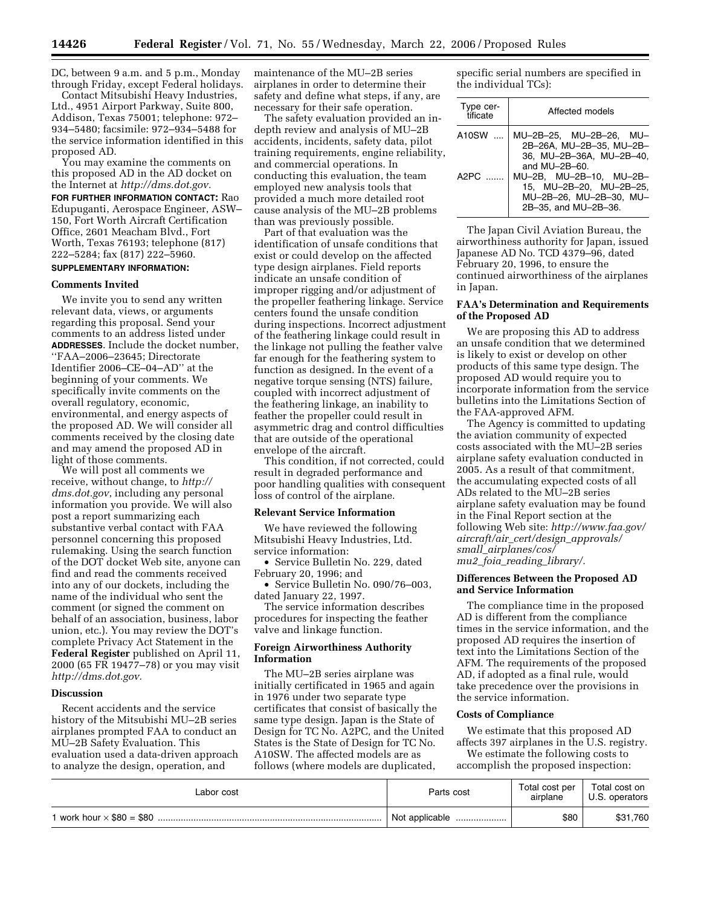DC, between 9 a.m. and 5 p.m., Monday through Friday, except Federal holidays.

Contact Mitsubishi Heavy Industries, Ltd., 4951 Airport Parkway, Suite 800, Addison, Texas 75001; telephone: 972–934–5480; facsimile: 972–934–5488 for the service information identified in this proposed AD.

You may examine the comments on this proposed AD in the AD docket on the Internet at *http://dms.dot.gov.*

**FOR FURTHER INFORMATION CONTACT:** Rao Edupuganti, Aerospace Engineer, ASW–150, Fort Worth Aircraft Certification Office, 2601 Meacham Blvd., Fort Worth, Texas 76193; telephone (817) 222–5284; fax (817) 222–5960.

**SUPPLEMENTARY INFORMATION:**

## Comments Invited

We invite you to send any written relevant data, views, or arguments regarding this proposal. Send your comments to an address listed under **ADDRESSES**. Include the docket number, ''FAA–2006–23645; Directorate Identifier 2006–CE–04–AD'' at the beginning of your comments. We specifically invite comments on the overall regulatory, economic, environmental, and energy aspects of the proposed AD. We will consider all comments received by the closing date and may amend the proposed AD in light of those comments.

We will post all comments we receive, without change, to *http://dms.dot.gov*, including any personal information you provide. We will also post a report summarizing each substantive verbal contact with FAA personnel concerning this proposed rulemaking. Using the search function of the DOT docket Web site, anyone can find and read the comments received into any of our dockets, including the name of the individual who sent the comment (or signed the comment on behalf of an association, business, labor union, etc.). You may review the DOT's complete Privacy Act Statement in the **Federal Register** published on April 11, 2000 (65 FR 19477–78) or you may visit *http://dms.dot.gov.*

## Discussion

Recent accidents and the service history of the Mitsubishi MU–2B series airplanes prompted FAA to conduct an MU–2B Safety Evaluation. This evaluation used a data-driven approach to analyze the design, operation, and maintenance of the MU–2B series airplanes in order to determine their safety and define what steps, if any, are necessary for their safe operation.

The safety evaluation provided an in-depth review and analysis of MU–2B accidents, incidents, safety data, pilot training requirements, engine reliability, and commercial operations. In conducting this evaluation, the team employed new analysis tools that provided a much more detailed root cause analysis of the MU–2B problems than was previously possible.

Part of that evaluation was the identification of unsafe conditions that exist or could develop on the affected type design airplanes. Field reports indicate an unsafe condition of improper rigging and/or adjustment of the propeller feathering linkage. Service centers found the unsafe condition during inspections. Incorrect adjustment of the feathering linkage could result in the linkage not pulling the feather valve far enough for the feathering system to function as designed. In the event of a negative torque sensing (NTS) failure, coupled with incorrect adjustment of the feathering linkage, an inability to feather the propeller could result in asymmetric drag and control difficulties that are outside of the operational envelope of the aircraft.

This condition, if not corrected, could result in degraded performance and poor handling qualities with consequent loss of control of the airplane.

## Relevant Service Information

We have reviewed the following Mitsubishi Heavy Industries, Ltd. service information:

- Service Bulletin No. 229, dated February 20, 1996; and
- Service Bulletin No. 090/76–003, dated January 22, 1997.

The service information describes procedures for inspecting the feather valve and linkage function.

## Foreign Airworthiness Authority Information

The MU–2B series airplane was initially certificated in 1965 and again in 1976 under two separate type certificates that consist of basically the same type design. Japan is the State of Design for TC No. A2PC, and the United States is the State of Design for TC No. A10SW. The affected models are as follows (where models are duplicated, specific serial numbers are specified in the individual TCs):

| Type certificate | Affected models |
|---|---|
| A10SW | MU–2B–25, MU–2B–26, MU–2B–26A, MU–2B–35, MU–2B–36, MU–2B–36A, MU–2B–40, and MU–2B–60. |
| A2PC | MU–2B, MU–2B–10, MU–2B–15, MU–2B–20, MU–2B–25, MU–2B–26, MU–2B–30, MU–2B–35, and MU–2B–36. |

The Japan Civil Aviation Bureau, the airworthiness authority for Japan, issued Japanese AD No. TCD 4379–96, dated February 20, 1996, to ensure the continued airworthiness of the airplanes in Japan.

## FAA's Determination and Requirements of the Proposed AD

We are proposing this AD to address an unsafe condition that we determined is likely to exist or develop on other products of this same type design. The proposed AD would require you to incorporate information from the service bulletins into the Limitations Section of the FAA-approved AFM.

The Agency is committed to updating the aviation community of expected costs associated with the MU–2B series airplane safety evaluation conducted in 2005. As a result of that commitment, the accumulating expected costs of all ADs related to the MU–2B series airplane safety evaluation may be found in the Final Report section at the following Web site: *http://www.faa.gov/aircraft/air_cert/design_approvals/small_airplanes/cos/mu2_foia_reading_library/.*

## Differences Between the Proposed AD and Service Information

The compliance time in the proposed AD is different from the compliance times in the service information, and the proposed AD requires the insertion of text into the Limitations Section of the AFM. The requirements of the proposed AD, if adopted as a final rule, would take precedence over the provisions in the service information.

## Costs of Compliance

We estimate that this proposed AD affects 397 airplanes in the U.S. registry.

We estimate the following costs to accomplish the proposed inspection:

| Labor cost | Parts cost | Total cost per airplane | Total cost on U.S. operators |
|---|---|---|---|
| 1 work hour × $80 = $80 | Not applicable | $80 | $31,760 |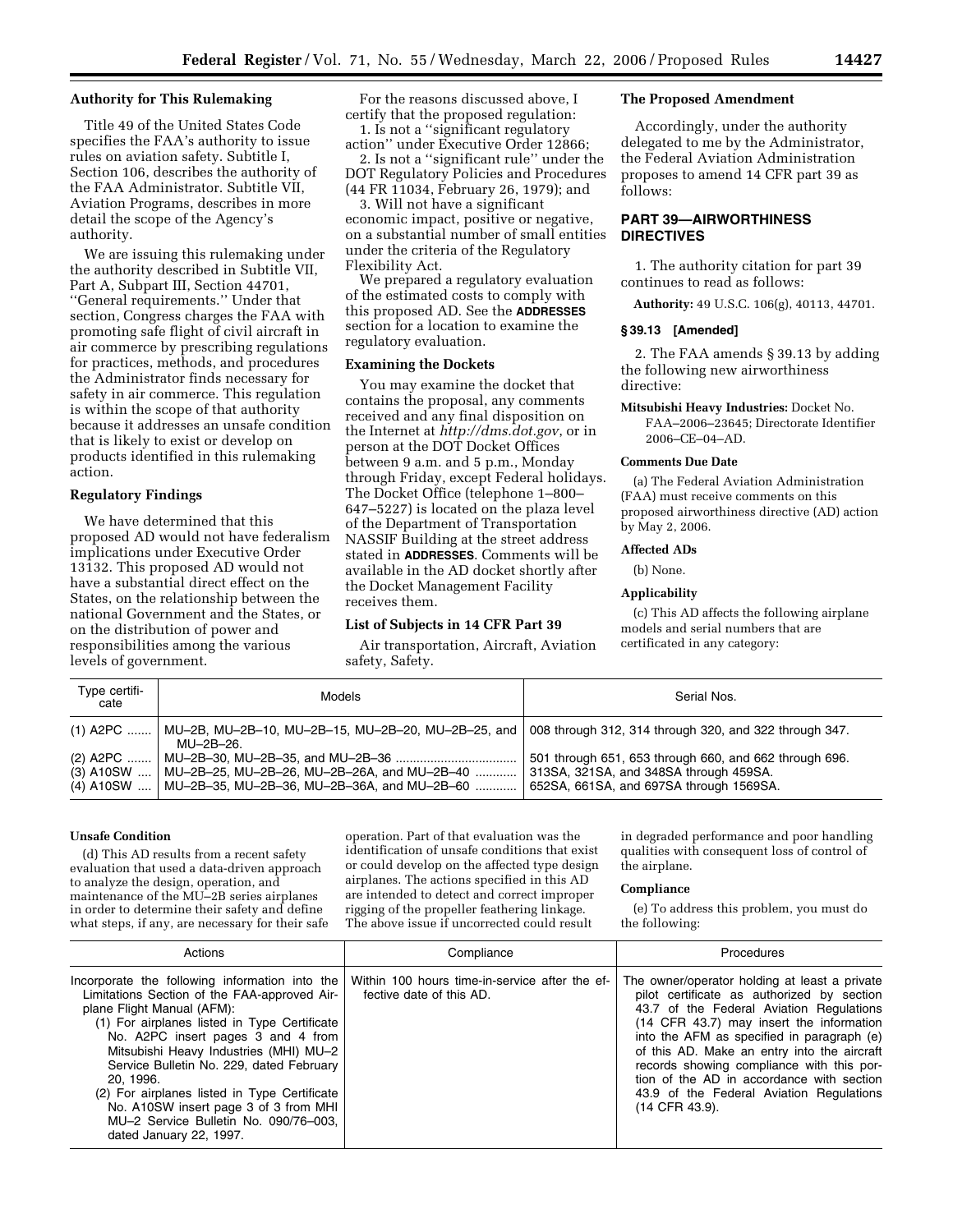**Authority for This Rulemaking**

Title 49 of the United States Code specifies the FAA's authority to issue rules on aviation safety. Subtitle I, Section 106, describes the authority of the FAA Administrator. Subtitle VII, Aviation Programs, describes in more detail the scope of the Agency's authority.

We are issuing this rulemaking under the authority described in Subtitle VII, Part A, Subpart III, Section 44701, ''General requirements.'' Under that section, Congress charges the FAA with promoting safe flight of civil aircraft in air commerce by prescribing regulations for practices, methods, and procedures the Administrator finds necessary for safety in air commerce. This regulation is within the scope of that authority because it addresses an unsafe condition that is likely to exist or develop on products identified in this rulemaking action.

**Regulatory Findings**

We have determined that this proposed AD would not have federalism implications under Executive Order 13132. This proposed AD would not have a substantial direct effect on the States, on the relationship between the national Government and the States, or on the distribution of power and responsibilities among the various levels of government.

For the reasons discussed above, I certify that the proposed regulation:

1. Is not a ''significant regulatory action'' under Executive Order 12866;
2. Is not a ''significant rule'' under the DOT Regulatory Policies and Procedures (44 FR 11034, February 26, 1979); and
3. Will not have a significant economic impact, positive or negative, on a substantial number of small entities under the criteria of the Regulatory Flexibility Act.

We prepared a regulatory evaluation of the estimated costs to comply with this proposed AD. See the **ADDRESSES** section for a location to examine the regulatory evaluation.

**Examining the Dockets**

You may examine the docket that contains the proposal, any comments received and any final disposition on the Internet at *http://dms.dot.gov*, or in person at the DOT Docket Offices between 9 a.m. and 5 p.m., Monday through Friday, except Federal holidays. The Docket Office (telephone 1–800–647–5227) is located on the plaza level of the Department of Transportation NASSIF Building at the street address stated in **ADDRESSES**. Comments will be available in the AD docket shortly after the Docket Management Facility receives them.

**List of Subjects in 14 CFR Part 39**

Air transportation, Aircraft, Aviation safety, Safety.

**The Proposed Amendment**

Accordingly, under the authority delegated to me by the Administrator, the Federal Aviation Administration proposes to amend 14 CFR part 39 as follows:

## PART 39—AIRWORTHINESS DIRECTIVES

1. The authority citation for part 39 continues to read as follows:

**Authority:** 49 U.S.C. 106(g), 40113, 44701.

**§ 39.13 [Amended]**

2. The FAA amends § 39.13 by adding the following new airworthiness directive:

**Mitsubishi Heavy Industries:** Docket No. FAA–2006–23645; Directorate Identifier 2006–CE–04–AD.

**Comments Due Date**

(a) The Federal Aviation Administration (FAA) must receive comments on this proposed airworthiness directive (AD) action by May 2, 2006.

**Affected ADs**

(b) None.

**Applicability**

(c) This AD affects the following airplane models and serial numbers that are certificated in any category:

| Type certificate | Models | Serial Nos. |
|---|---|---|
| (1) A2PC | MU–2B, MU–2B–10, MU–2B–15, MU–2B–20, MU–2B–25, and MU–2B–26. | 008 through 312, 314 through 320, and 322 through 347. |
| (2) A2PC | MU–2B–30, MU–2B–35, and MU–2B–36 | 501 through 651, 653 through 660, and 662 through 696. |
| (3) A10SW | MU–2B–25, MU–2B–26, MU–2B–26A, and MU–2B–40 | 313SA, 321SA, and 348SA through 459SA. |
| (4) A10SW | MU–2B–35, MU–2B–36, MU–2B–36A, and MU–2B–60 | 652SA, 661SA, and 697SA through 1569SA. |

**Unsafe Condition**

(d) This AD results from a recent safety evaluation that used a data-driven approach to analyze the design, operation, and maintenance of the MU–2B series airplanes in order to determine their safety and define what steps, if any, are necessary for their safe operation. Part of that evaluation was the identification of unsafe conditions that exist or could develop on the affected type design airplanes. The actions specified in this AD are intended to detect and correct improper rigging of the propeller feathering linkage. The above issue if uncorrected could result in degraded performance and poor handling qualities with consequent loss of control of the airplane.

**Compliance**

(e) To address this problem, you must do the following:

| Actions | Compliance | Procedures |
|---|---|---|
| Incorporate the following information into the Limitations Section of the FAA-approved Airplane Flight Manual (AFM): (1) For airplanes listed in Type Certificate No. A2PC insert pages 3 and 4 from Mitsubishi Heavy Industries (MHI) MU–2 Service Bulletin No. 229, dated February 20, 1996. (2) For airplanes listed in Type Certificate No. A10SW insert page 3 of 3 from MHI MU–2 Service Bulletin No. 090/76–003, dated January 22, 1997. | Within 100 hours time-in-service after the effective date of this AD. | The owner/operator holding at least a private pilot certificate as authorized by section 43.7 of the Federal Aviation Regulations (14 CFR 43.7) may insert the information into the AFM as specified in paragraph (e) of this AD. Make an entry into the aircraft records showing compliance with this portion of the AD in accordance with section 43.9 of the Federal Aviation Regulations (14 CFR 43.9). |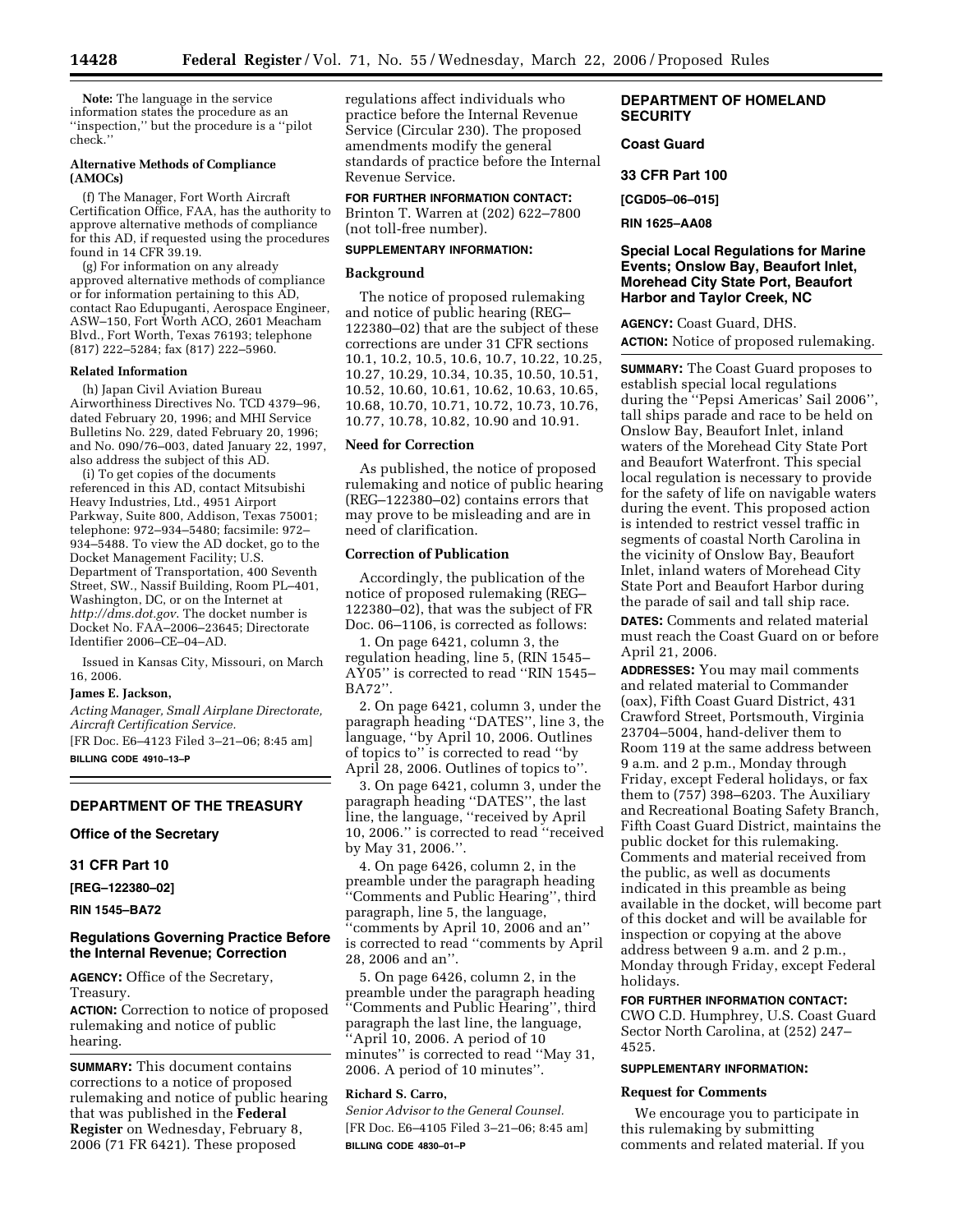**Note:** The language in the service information states the procedure as an ''inspection,'' but the procedure is a ''pilot check.''

**Alternative Methods of Compliance (AMOCs)**

(f) The Manager, Fort Worth Aircraft Certification Office, FAA, has the authority to approve alternative methods of compliance for this AD, if requested using the procedures found in 14 CFR 39.19.

(g) For information on any already approved alternative methods of compliance or for information pertaining to this AD, contact Rao Edupuganti, Aerospace Engineer, ASW–150, Fort Worth ACO, 2601 Meacham Blvd., Fort Worth, Texas 76193; telephone (817) 222–5284; fax (817) 222–5960.

**Related Information**

(h) Japan Civil Aviation Bureau Airworthiness Directives No. TCD 4379–96, dated February 20, 1996; and MHI Service Bulletins No. 229, dated February 20, 1996; and No. 090/76–003, dated January 22, 1997, also address the subject of this AD.

(i) To get copies of the documents referenced in this AD, contact Mitsubishi Heavy Industries, Ltd., 4951 Airport Parkway, Suite 800, Addison, Texas 75001; telephone: 972–934–5480; facsimile: 972–934–5488. To view the AD docket, go to the Docket Management Facility; U.S. Department of Transportation, 400 Seventh Street, SW., Nassif Building, Room PL–401, Washington, DC, or on the Internet at *http://dms.dot.gov*. The docket number is Docket No. FAA–2006–23645; Directorate Identifier 2006–CE–04–AD.

Issued in Kansas City, Missouri, on March 16, 2006.

**James E. Jackson,**

*Acting Manager, Small Airplane Directorate, Aircraft Certification Service.*

[FR Doc. E6–4123 Filed 3–21–06; 8:45 am]

**BILLING CODE 4910–13–P**

## DEPARTMENT OF THE TREASURY

### Office of the Secretary

### 31 CFR Part 10

**[REG–122380–02]**

**RIN 1545–BA72**

### Regulations Governing Practice Before the Internal Revenue; Correction

**AGENCY:** Office of the Secretary, Treasury.

**ACTION:** Correction to notice of proposed rulemaking and notice of public hearing.

**SUMMARY:** This document contains corrections to a notice of proposed rulemaking and notice of public hearing that was published in the **Federal Register** on Wednesday, February 8, 2006 (71 FR 6421). These proposed regulations affect individuals who practice before the Internal Revenue Service (Circular 230). The proposed amendments modify the general standards of practice before the Internal Revenue Service.

**FOR FURTHER INFORMATION CONTACT:** Brinton T. Warren at (202) 622–7800 (not toll-free number).

**SUPPLEMENTARY INFORMATION:**

**Background**

The notice of proposed rulemaking and notice of public hearing (REG–122380–02) that are the subject of these corrections are under 31 CFR sections 10.1, 10.2, 10.5, 10.6, 10.7, 10.22, 10.25, 10.27, 10.29, 10.34, 10.35, 10.50, 10.51, 10.52, 10.60, 10.61, 10.62, 10.63, 10.65, 10.68, 10.70, 10.71, 10.72, 10.73, 10.76, 10.77, 10.78, 10.82, 10.90 and 10.91.

**Need for Correction**

As published, the notice of proposed rulemaking and notice of public hearing (REG–122380–02) contains errors that may prove to be misleading and are in need of clarification.

**Correction of Publication**

Accordingly, the publication of the notice of proposed rulemaking (REG–122380–02), that was the subject of FR Doc. 06–1106, is corrected as follows:

1. On page 6421, column 3, the regulation heading, line 5, (RIN 1545–AY05'' is corrected to read ''RIN 1545–BA72''.

2. On page 6421, column 3, under the paragraph heading ''DATES'', line 3, the language, ''by April 10, 2006. Outlines of topics to'' is corrected to read ''by April 28, 2006. Outlines of topics to''.

3. On page 6421, column 3, under the paragraph heading ''DATES'', the last line, the language, ''received by April 10, 2006.'' is corrected to read ''received by May 31, 2006.''.

4. On page 6426, column 2, in the preamble under the paragraph heading ''Comments and Public Hearing'', third paragraph, line 5, the language, ''comments by April 10, 2006 and an'' is corrected to read ''comments by April 28, 2006 and an''.

5. On page 6426, column 2, in the preamble under the paragraph heading ''Comments and Public Hearing'', third paragraph the last line, the language, ''April 10, 2006. A period of 10 minutes'' is corrected to read ''May 31, 2006. A period of 10 minutes''.

**Richard S. Carro,**

*Senior Advisor to the General Counsel.*

[FR Doc. E6–4105 Filed 3–21–06; 8:45 am]

**BILLING CODE 4830–01–P**

## DEPARTMENT OF HOMELAND SECURITY

### Coast Guard

### 33 CFR Part 100

**[CGD05–06–015]**

**RIN 1625–AA08**

### Special Local Regulations for Marine Events; Onslow Bay, Beaufort Inlet, Morehead City State Port, Beaufort Harbor and Taylor Creek, NC

**AGENCY:** Coast Guard, DHS.

**ACTION:** Notice of proposed rulemaking.

**SUMMARY:** The Coast Guard proposes to establish special local regulations during the ''Pepsi Americas' Sail 2006'', tall ships parade and race to be held on Onslow Bay, Beaufort Inlet, inland waters of the Morehead City State Port and Beaufort Waterfront. This special local regulation is necessary to provide for the safety of life on navigable waters during the event. This proposed action is intended to restrict vessel traffic in segments of coastal North Carolina in the vicinity of Onslow Bay, Beaufort Inlet, inland waters of Morehead City State Port and Beaufort Harbor during the parade of sail and tall ship race.

**DATES:** Comments and related material must reach the Coast Guard on or before April 21, 2006.

**ADDRESSES:** You may mail comments and related material to Commander (oax), Fifth Coast Guard District, 431 Crawford Street, Portsmouth, Virginia 23704–5004, hand-deliver them to Room 119 at the same address between 9 a.m. and 2 p.m., Monday through Friday, except Federal holidays, or fax them to (757) 398–6203. The Auxiliary and Recreational Boating Safety Branch, Fifth Coast Guard District, maintains the public docket for this rulemaking. Comments and material received from the public, as well as documents indicated in this preamble as being available in the docket, will become part of this docket and will be available for inspection or copying at the above address between 9 a.m. and 2 p.m., Monday through Friday, except Federal holidays.

**FOR FURTHER INFORMATION CONTACT:** CWO C.D. Humphrey, U.S. Coast Guard Sector North Carolina, at (252) 247–4525.

**SUPPLEMENTARY INFORMATION:**

**Request for Comments**

We encourage you to participate in this rulemaking by submitting comments and related material. If you